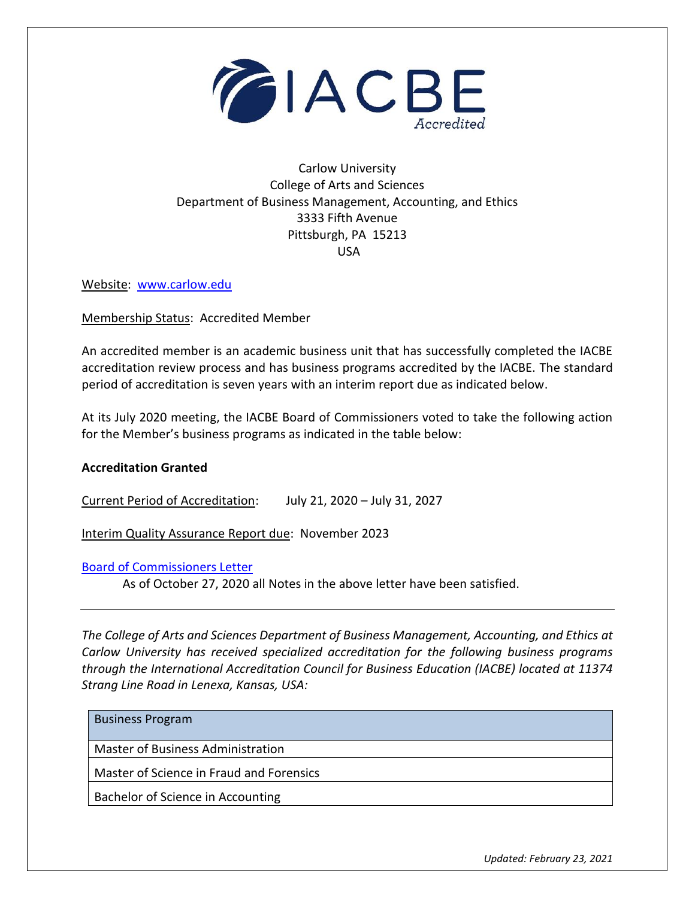IACBE Accredited

Carlow University
College of Arts and Sciences
Department of Business Management, Accounting, and Ethics
3333 Fifth Avenue
Pittsburgh, PA 15213
USA

Website: www.carlow.edu

Membership Status: Accredited Member

An accredited member is an academic business unit that has successfully completed the IACBE accreditation review process and has business programs accredited by the IACBE. The standard period of accreditation is seven years with an interim report due as indicated below.

At its July 2020 meeting, the IACBE Board of Commissioners voted to take the following action for the Member's business programs as indicated in the table below:

**Accreditation Granted**

Current Period of Accreditation: July 21, 2020 – July 31, 2027

Interim Quality Assurance Report due: November 2023

Board of Commissioners Letter

As of October 27, 2020 all Notes in the above letter have been satisfied.

---

*The College of Arts and Sciences Department of Business Management, Accounting, and Ethics at Carlow University has received specialized accreditation for the following business programs through the International Accreditation Council for Business Education (IACBE) located at 11374 Strang Line Road in Lenexa, Kansas, USA:*

| Business Program |
| --- |
| Master of Business Administration |
| Master of Science in Fraud and Forensics |
| Bachelor of Science in Accounting |

*Updated: February 23, 2021*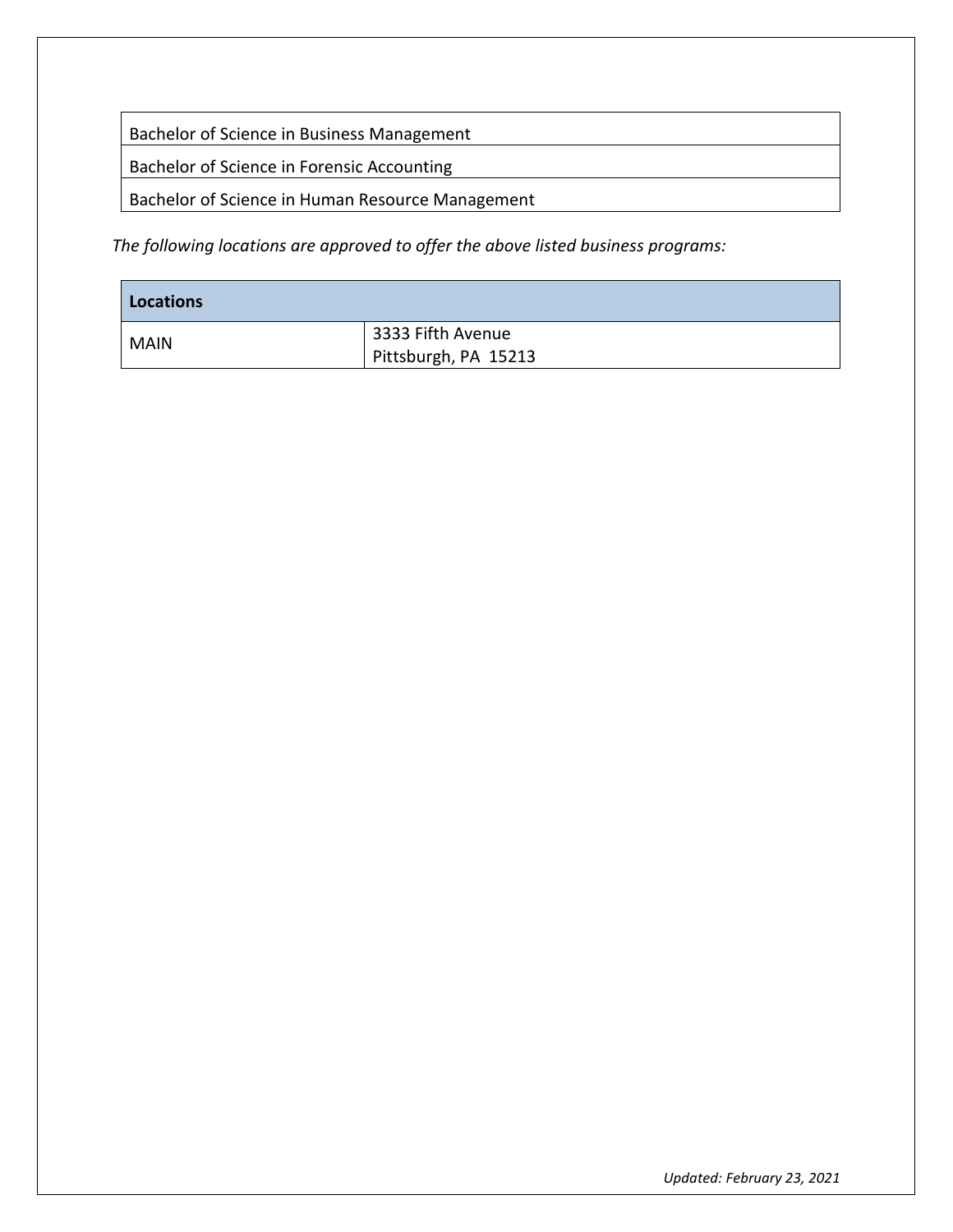| |
|---|
| Bachelor of Science in Business Management |
| Bachelor of Science in Forensic Accounting |
| Bachelor of Science in Human Resource Management |

*The following locations are approved to offer the above listed business programs:*

| **Locations** | |
|---|---|
| MAIN | 3333 Fifth Avenue<br>Pittsburgh, PA 15213 |

*Updated: February 23, 2021*